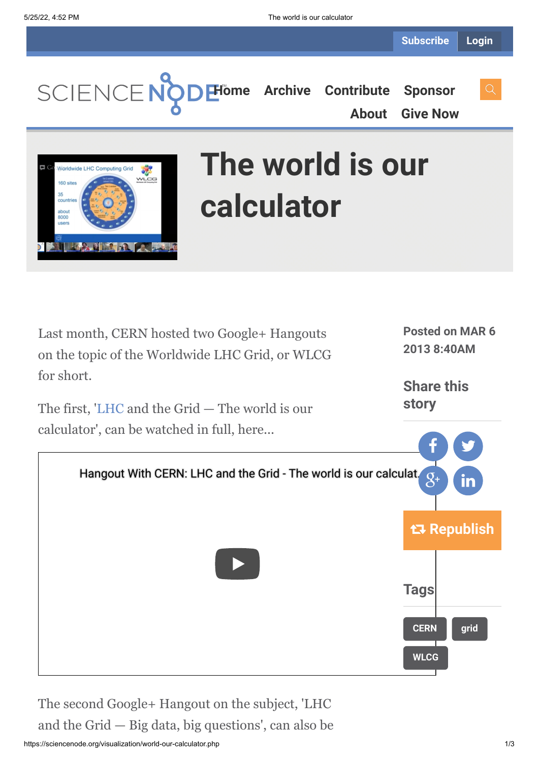# The world is our calculator

Posted on MAR 6 2013 8:40AM

Last month, CERN hosted two Google+ Hangouts on the topic of the Worldwide LHC Grid, or WLCG for short.

The first, 'LHC and the Grid — The world is our calculator', can be watched in full, here...

Hangout With CERN: LHC and the Grid - The world is our calculat...

Share this story

Republish

Tags

CERN grid WLCG

The second Google+ Hangout on the subject, 'LHC and the Grid — Big data, big questions', can also be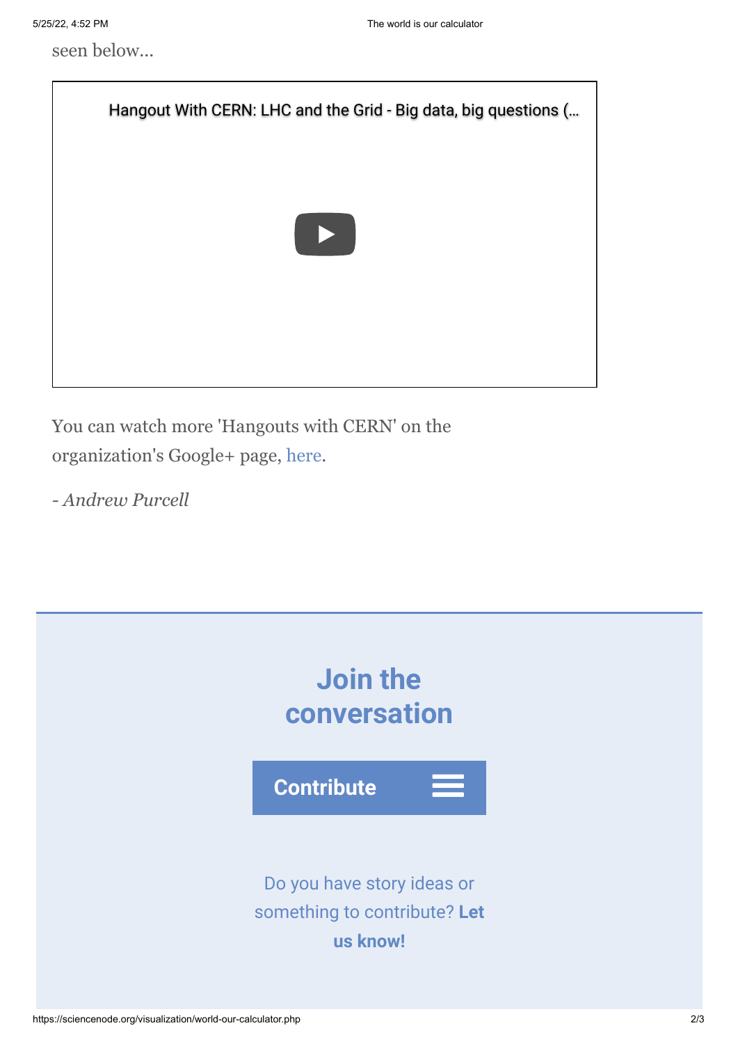seen below...

Hangout With CERN: LHC and the Grid - Big data, big questions (...

You can watch more 'Hangouts with CERN' on the organization's Google+ page, here.

- *Andrew Purcell*

## Join the conversation

**Contribute**

Do you have story ideas or something to contribute? **Let us know!**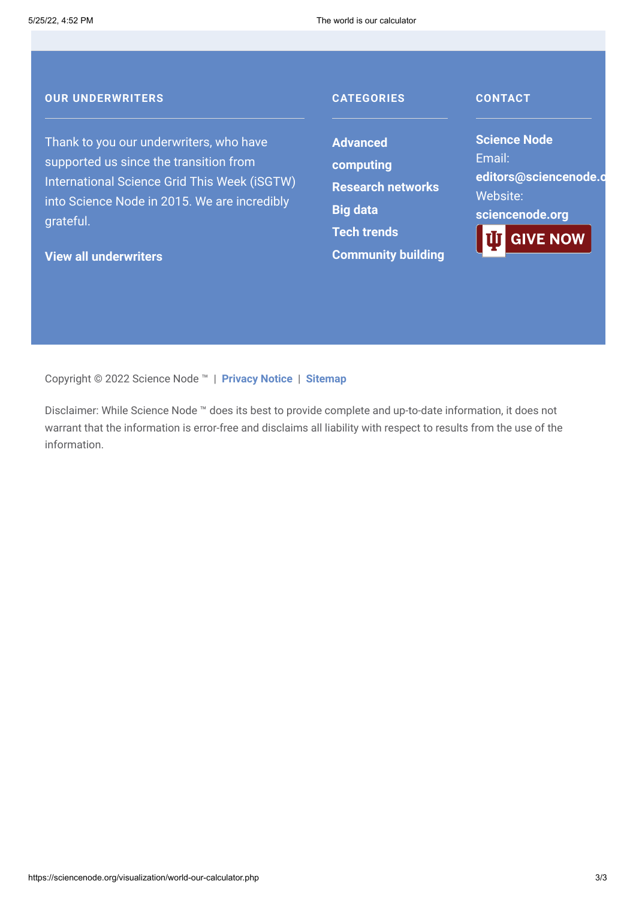## OUR UNDERWRITERS

Thank to you our underwriters, who have supported us since the transition from International Science Grid This Week (iSGTW) into Science Node in 2015. We are incredibly grateful.

**View all underwriters**

## CATEGORIES

**Advanced computing**

**Research networks**

**Big data**

**Tech trends**

**Community building**

## CONTACT

**Science Node**

Email:

**editors@sciencenode.o**

Website:

**sciencenode.org**

GIVE NOW

Copyright © 2022 Science Node ™ | **Privacy Notice** | **Sitemap**

Disclaimer: While Science Node ™ does its best to provide complete and up-to-date information, it does not warrant that the information is error-free and disclaims all liability with respect to results from the use of the information.